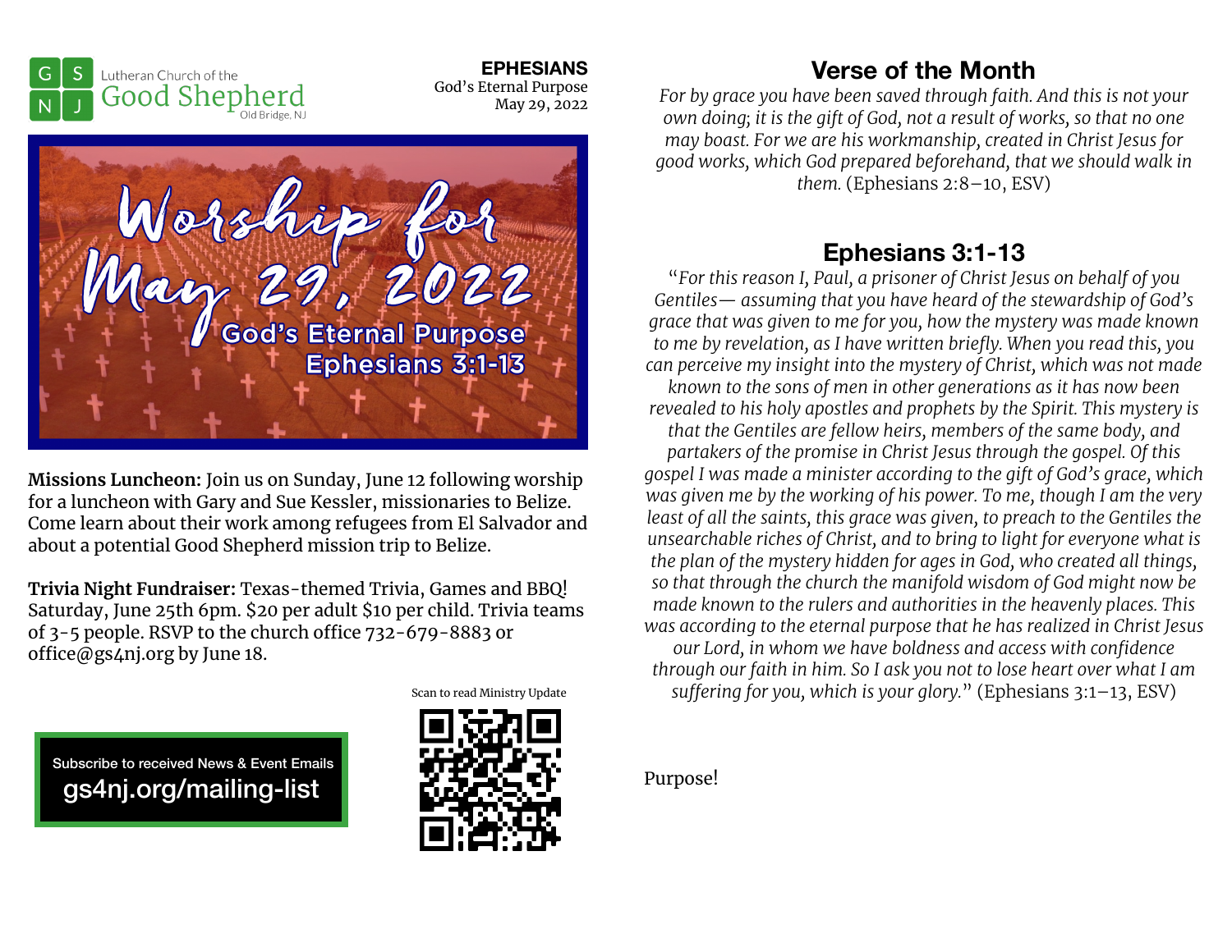G S N J Lutheran Church of the Good Shepherd Old Bridge, NJ

**EPHESIANS**
God's Eternal Purpose
May 29, 2022

Worship for May 29, 2022
God's Eternal Purpose
Ephesians 3:1-13

**Missions Luncheon:** Join us on Sunday, June 12 following worship for a luncheon with Gary and Sue Kessler, missionaries to Belize. Come learn about their work among refugees from El Salvador and about a potential Good Shepherd mission trip to Belize.

**Trivia Night Fundraiser:** Texas-themed Trivia, Games and BBQ! Saturday, June 25th 6pm. $20 per adult $10 per child. Trivia teams of 3-5 people. RSVP to the church office 732-679-8883 or office@gs4nj.org by June 18.

Subscribe to received News & Event Emails
gs4nj.org/mailing-list

Scan to read Ministry Update

## Verse of the Month

*For by grace you have been saved through faith. And this is not your own doing; it is the gift of God, not a result of works, so that no one may boast. For we are his workmanship, created in Christ Jesus for good works, which God prepared beforehand, that we should walk in them.* (Ephesians 2:8–10, ESV)

## Ephesians 3:1-13

"*For this reason I, Paul, a prisoner of Christ Jesus on behalf of you Gentiles— assuming that you have heard of the stewardship of God's grace that was given to me for you, how the mystery was made known to me by revelation, as I have written briefly. When you read this, you can perceive my insight into the mystery of Christ, which was not made known to the sons of men in other generations as it has now been revealed to his holy apostles and prophets by the Spirit. This mystery is that the Gentiles are fellow heirs, members of the same body, and partakers of the promise in Christ Jesus through the gospel. Of this gospel I was made a minister according to the gift of God's grace, which was given me by the working of his power. To me, though I am the very least of all the saints, this grace was given, to preach to the Gentiles the unsearchable riches of Christ, and to bring to light for everyone what is the plan of the mystery hidden for ages in God, who created all things, so that through the church the manifold wisdom of God might now be made known to the rulers and authorities in the heavenly places. This was according to the eternal purpose that he has realized in Christ Jesus our Lord, in whom we have boldness and access with confidence through our faith in him. So I ask you not to lose heart over what I am suffering for you, which is your glory.*" (Ephesians 3:1–13, ESV)

Purpose!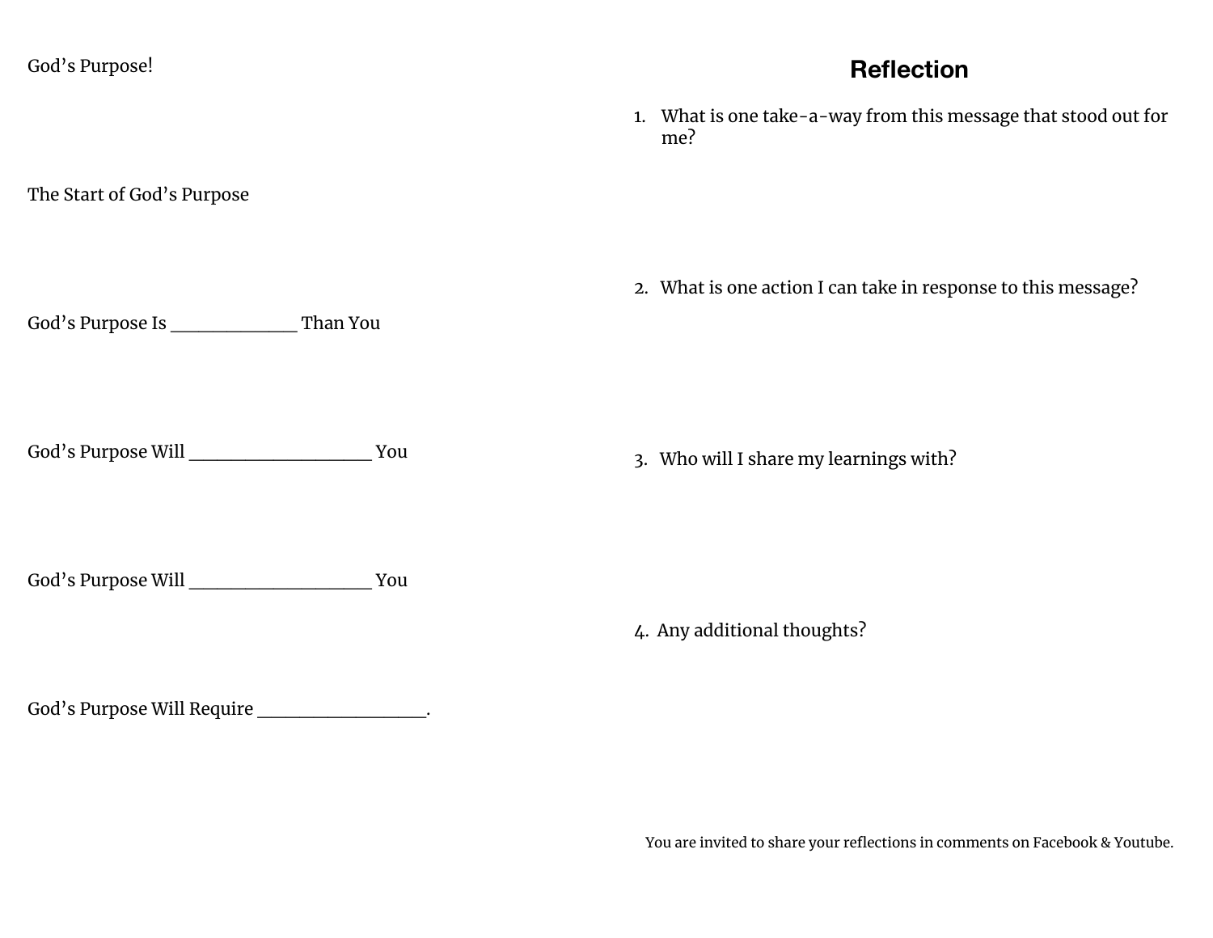God's Purpose!

The Start of God's Purpose

God's Purpose Is _____________ Than You

God's Purpose Will __________________ You

God's Purpose Will __________________ You

God's Purpose Will Require _________________.

## Reflection

1. What is one take-a-way from this message that stood out for me?

2. What is one action I can take in response to this message?

3. Who will I share my learnings with?

4. Any additional thoughts?

You are invited to share your reflections in comments on Facebook & Youtube.